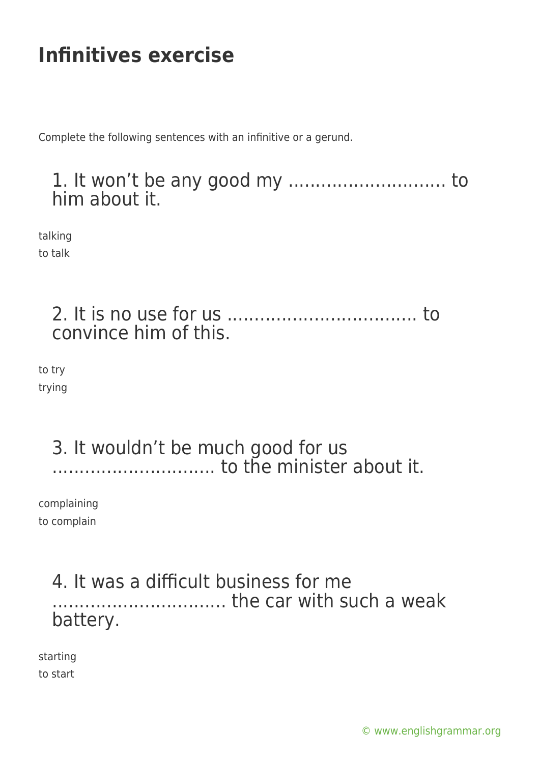# Infinitives exercise

Complete the following sentences with an infinitive or a gerund.

## 1. It won't be any good my ............................ to him about it.

talking
to talk

## 2. It is no use for us .................................. to convince him of this.

to try
trying

## 3. It wouldn't be much good for us .............................. to the minister about it.

complaining
to complain

## 4. It was a difficult business for me ................................ the car with such a weak battery.

starting
to start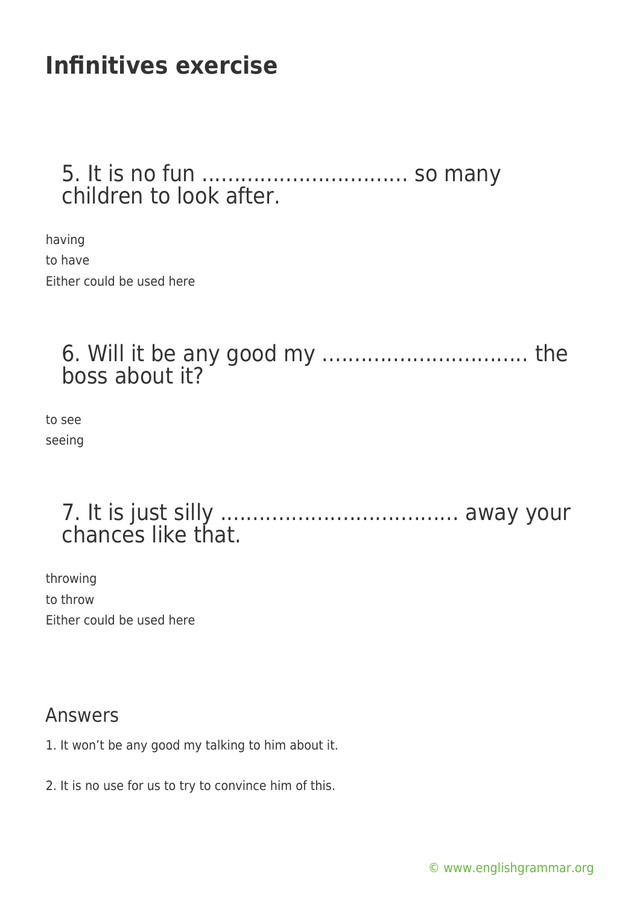# Infinitives exercise

## 5. It is no fun ................................ so many children to look after.

having

to have

Either could be used here

## 6. Will it be any good my ................................ the boss about it?

to see

seeing

## 7. It is just silly .................................... away your chances like that.

throwing

to throw

Either could be used here

## Answers

1. It won't be any good my talking to him about it.

2. It is no use for us to try to convince him of this.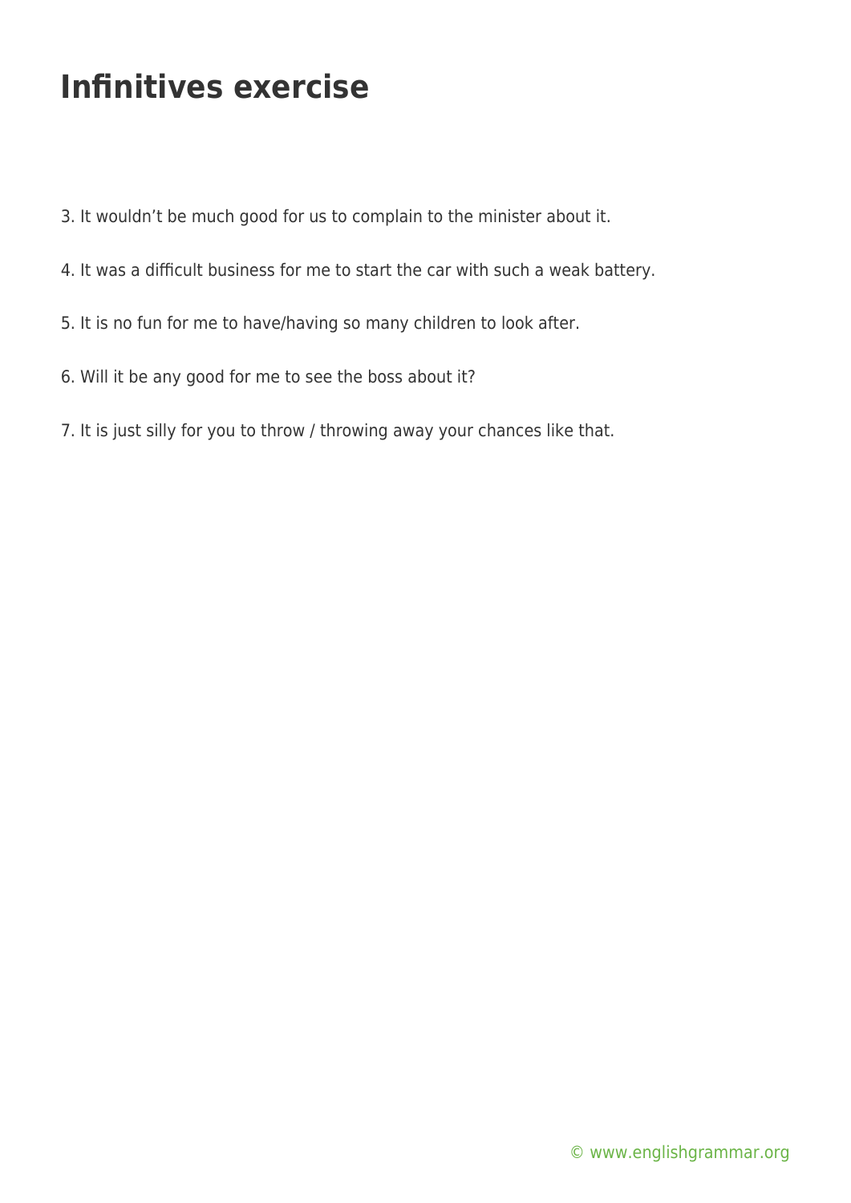# Infinitives exercise

3. It wouldn't be much good for us to complain to the minister about it.

4. It was a difficult business for me to start the car with such a weak battery.

5. It is no fun for me to have/having so many children to look after.

6. Will it be any good for me to see the boss about it?

7. It is just silly for you to throw / throwing away your chances like that.